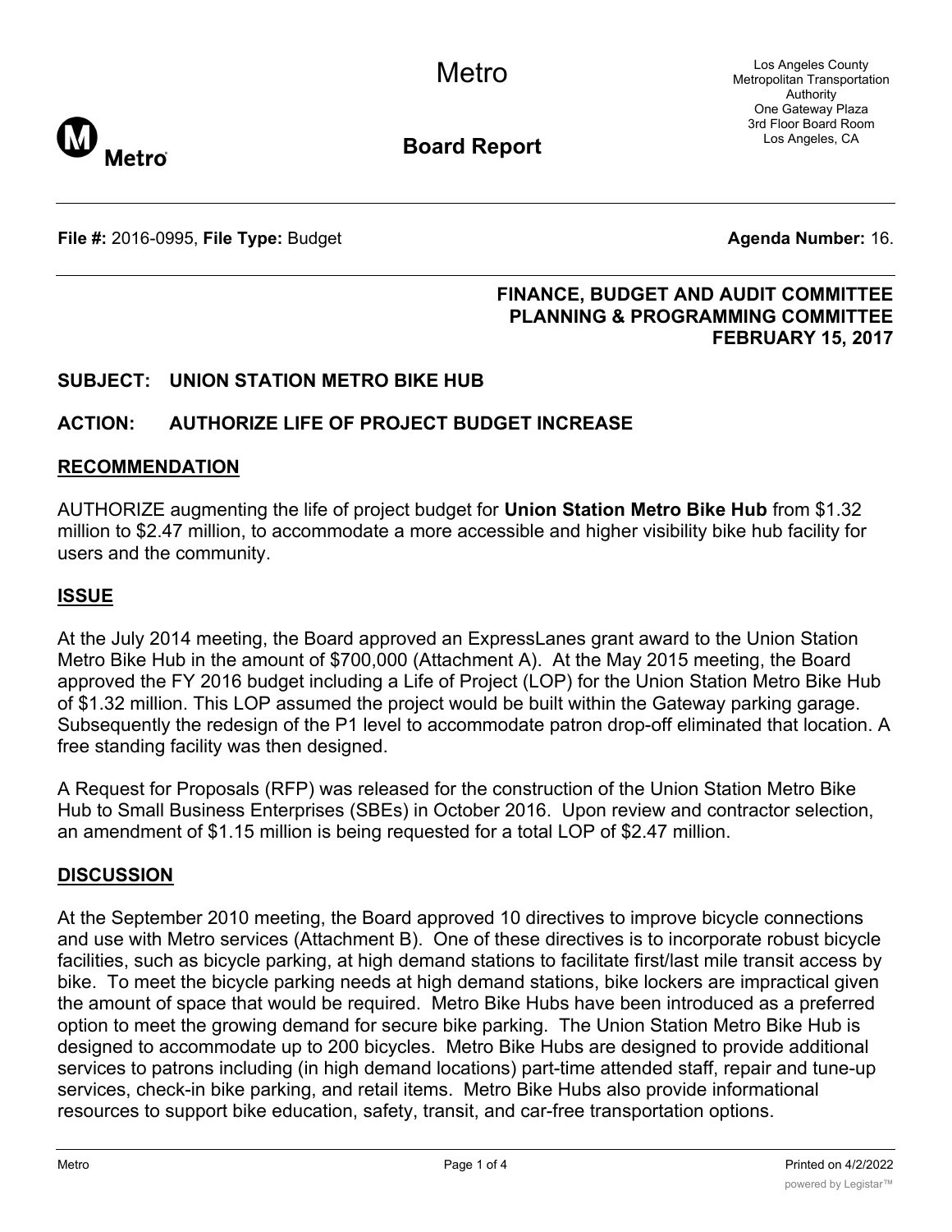# Metro

## Board Report

Los Angeles County Metropolitan Transportation Authority
One Gateway Plaza
3rd Floor Board Room
Los Angeles, CA

**File #:** 2016-0995, **File Type:** Budget **Agenda Number:** 16.

**FINANCE, BUDGET AND AUDIT COMMITTEE**
**PLANNING & PROGRAMMING COMMITTEE**
**FEBRUARY 15, 2017**

**SUBJECT: UNION STATION METRO BIKE HUB**

**ACTION: AUTHORIZE LIFE OF PROJECT BUDGET INCREASE**

## RECOMMENDATION

AUTHORIZE augmenting the life of project budget for **Union Station Metro Bike Hub** from $1.32 million to $2.47 million, to accommodate a more accessible and higher visibility bike hub facility for users and the community.

## ISSUE

At the July 2014 meeting, the Board approved an ExpressLanes grant award to the Union Station Metro Bike Hub in the amount of $700,000 (Attachment A). At the May 2015 meeting, the Board approved the FY 2016 budget including a Life of Project (LOP) for the Union Station Metro Bike Hub of $1.32 million. This LOP assumed the project would be built within the Gateway parking garage. Subsequently the redesign of the P1 level to accommodate patron drop-off eliminated that location. A free standing facility was then designed.

A Request for Proposals (RFP) was released for the construction of the Union Station Metro Bike Hub to Small Business Enterprises (SBEs) in October 2016. Upon review and contractor selection, an amendment of $1.15 million is being requested for a total LOP of $2.47 million.

## DISCUSSION

At the September 2010 meeting, the Board approved 10 directives to improve bicycle connections and use with Metro services (Attachment B). One of these directives is to incorporate robust bicycle facilities, such as bicycle parking, at high demand stations to facilitate first/last mile transit access by bike. To meet the bicycle parking needs at high demand stations, bike lockers are impractical given the amount of space that would be required. Metro Bike Hubs have been introduced as a preferred option to meet the growing demand for secure bike parking. The Union Station Metro Bike Hub is designed to accommodate up to 200 bicycles. Metro Bike Hubs are designed to provide additional services to patrons including (in high demand locations) part-time attended staff, repair and tune-up services, check-in bike parking, and retail items. Metro Bike Hubs also provide informational resources to support bike education, safety, transit, and car-free transportation options.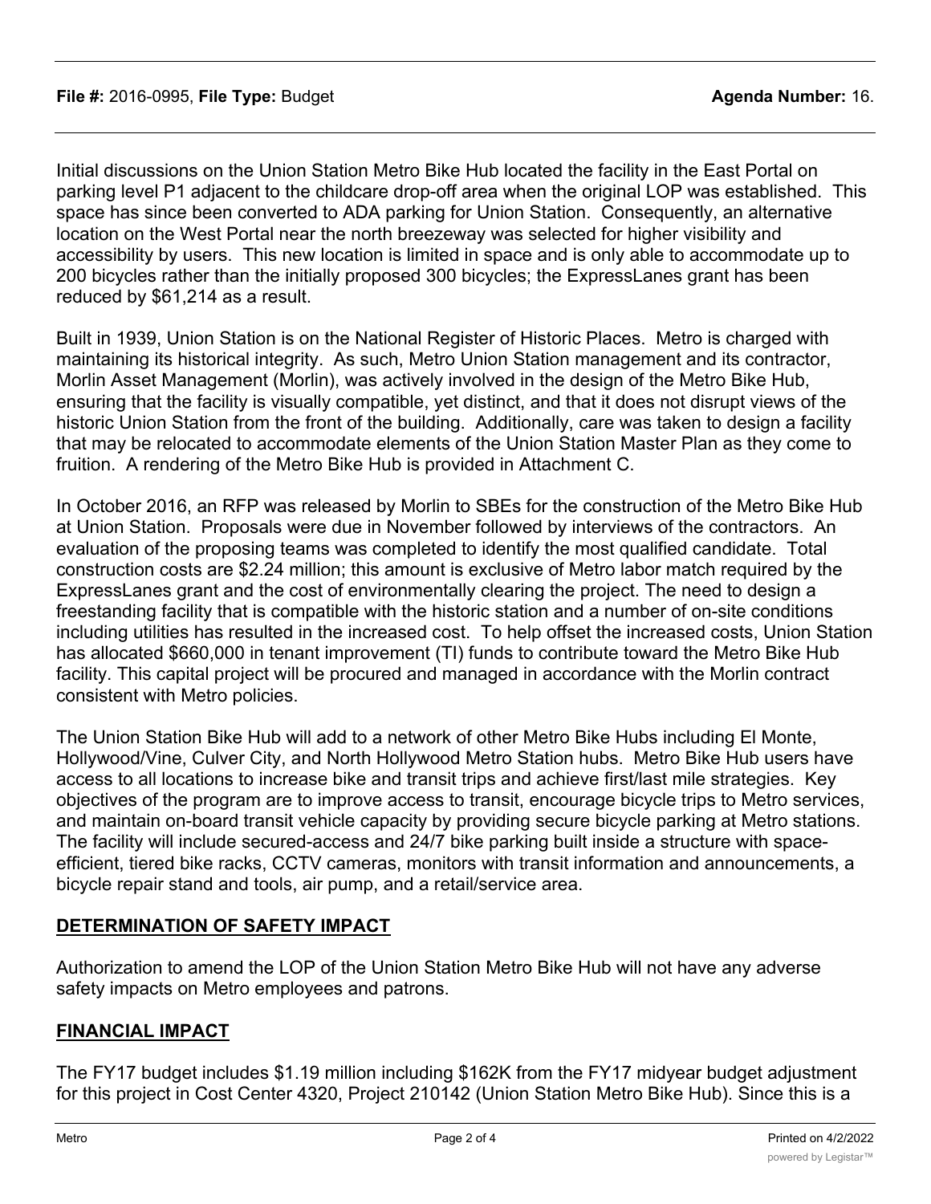Initial discussions on the Union Station Metro Bike Hub located the facility in the East Portal on parking level P1 adjacent to the childcare drop-off area when the original LOP was established. This space has since been converted to ADA parking for Union Station. Consequently, an alternative location on the West Portal near the north breezeway was selected for higher visibility and accessibility by users. This new location is limited in space and is only able to accommodate up to 200 bicycles rather than the initially proposed 300 bicycles; the ExpressLanes grant has been reduced by $61,214 as a result.

Built in 1939, Union Station is on the National Register of Historic Places. Metro is charged with maintaining its historical integrity. As such, Metro Union Station management and its contractor, Morlin Asset Management (Morlin), was actively involved in the design of the Metro Bike Hub, ensuring that the facility is visually compatible, yet distinct, and that it does not disrupt views of the historic Union Station from the front of the building. Additionally, care was taken to design a facility that may be relocated to accommodate elements of the Union Station Master Plan as they come to fruition. A rendering of the Metro Bike Hub is provided in Attachment C.

In October 2016, an RFP was released by Morlin to SBEs for the construction of the Metro Bike Hub at Union Station. Proposals were due in November followed by interviews of the contractors. An evaluation of the proposing teams was completed to identify the most qualified candidate. Total construction costs are $2.24 million; this amount is exclusive of Metro labor match required by the ExpressLanes grant and the cost of environmentally clearing the project. The need to design a freestanding facility that is compatible with the historic station and a number of on-site conditions including utilities has resulted in the increased cost. To help offset the increased costs, Union Station has allocated $660,000 in tenant improvement (TI) funds to contribute toward the Metro Bike Hub facility. This capital project will be procured and managed in accordance with the Morlin contract consistent with Metro policies.

The Union Station Bike Hub will add to a network of other Metro Bike Hubs including El Monte, Hollywood/Vine, Culver City, and North Hollywood Metro Station hubs. Metro Bike Hub users have access to all locations to increase bike and transit trips and achieve first/last mile strategies. Key objectives of the program are to improve access to transit, encourage bicycle trips to Metro services, and maintain on-board transit vehicle capacity by providing secure bicycle parking at Metro stations. The facility will include secured-access and 24/7 bike parking built inside a structure with space-efficient, tiered bike racks, CCTV cameras, monitors with transit information and announcements, a bicycle repair stand and tools, air pump, and a retail/service area.

## DETERMINATION OF SAFETY IMPACT

Authorization to amend the LOP of the Union Station Metro Bike Hub will not have any adverse safety impacts on Metro employees and patrons.

## FINANCIAL IMPACT

The FY17 budget includes $1.19 million including $162K from the FY17 midyear budget adjustment for this project in Cost Center 4320, Project 210142 (Union Station Metro Bike Hub). Since this is a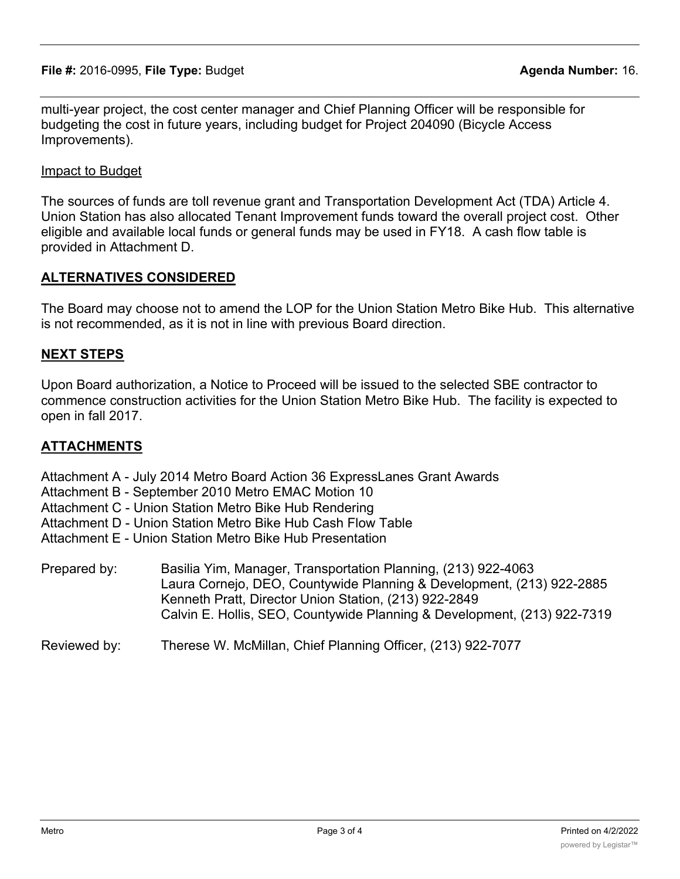multi-year project, the cost center manager and Chief Planning Officer will be responsible for budgeting the cost in future years, including budget for Project 204090 (Bicycle Access Improvements).

Impact to Budget

The sources of funds are toll revenue grant and Transportation Development Act (TDA) Article 4. Union Station has also allocated Tenant Improvement funds toward the overall project cost. Other eligible and available local funds or general funds may be used in FY18. A cash flow table is provided in Attachment D.

## ALTERNATIVES CONSIDERED

The Board may choose not to amend the LOP for the Union Station Metro Bike Hub. This alternative is not recommended, as it is not in line with previous Board direction.

## NEXT STEPS

Upon Board authorization, a Notice to Proceed will be issued to the selected SBE contractor to commence construction activities for the Union Station Metro Bike Hub. The facility is expected to open in fall 2017.

## ATTACHMENTS

Attachment A - July 2014 Metro Board Action 36 ExpressLanes Grant Awards
Attachment B - September 2010 Metro EMAC Motion 10
Attachment C - Union Station Metro Bike Hub Rendering
Attachment D - Union Station Metro Bike Hub Cash Flow Table
Attachment E - Union Station Metro Bike Hub Presentation

Prepared by: Basilia Yim, Manager, Transportation Planning, (213) 922-4063
Laura Cornejo, DEO, Countywide Planning & Development, (213) 922-2885
Kenneth Pratt, Director Union Station, (213) 922-2849
Calvin E. Hollis, SEO, Countywide Planning & Development, (213) 922-7319

Reviewed by: Therese W. McMillan, Chief Planning Officer, (213) 922-7077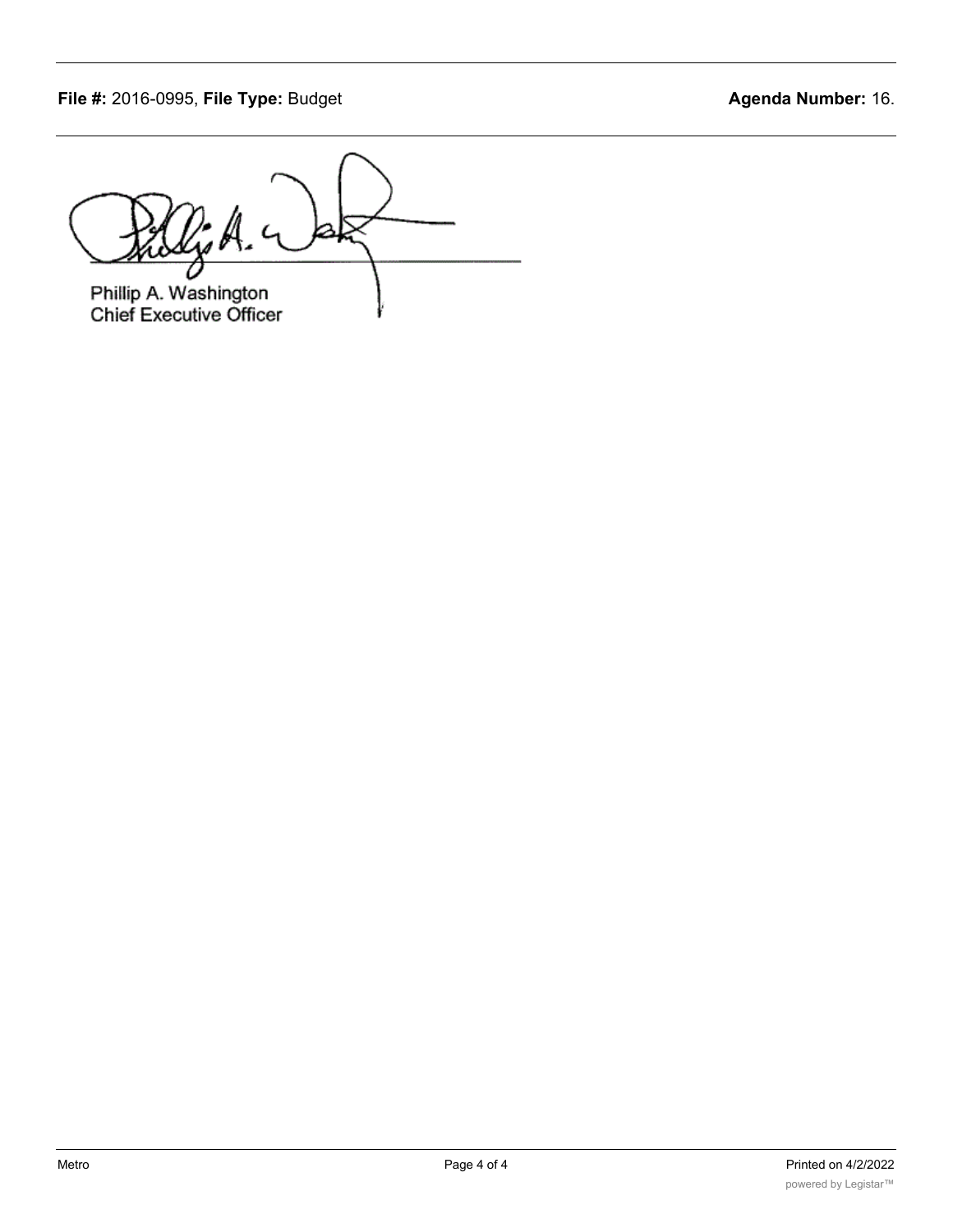Phillip A. Washington
Chief Executive Officer